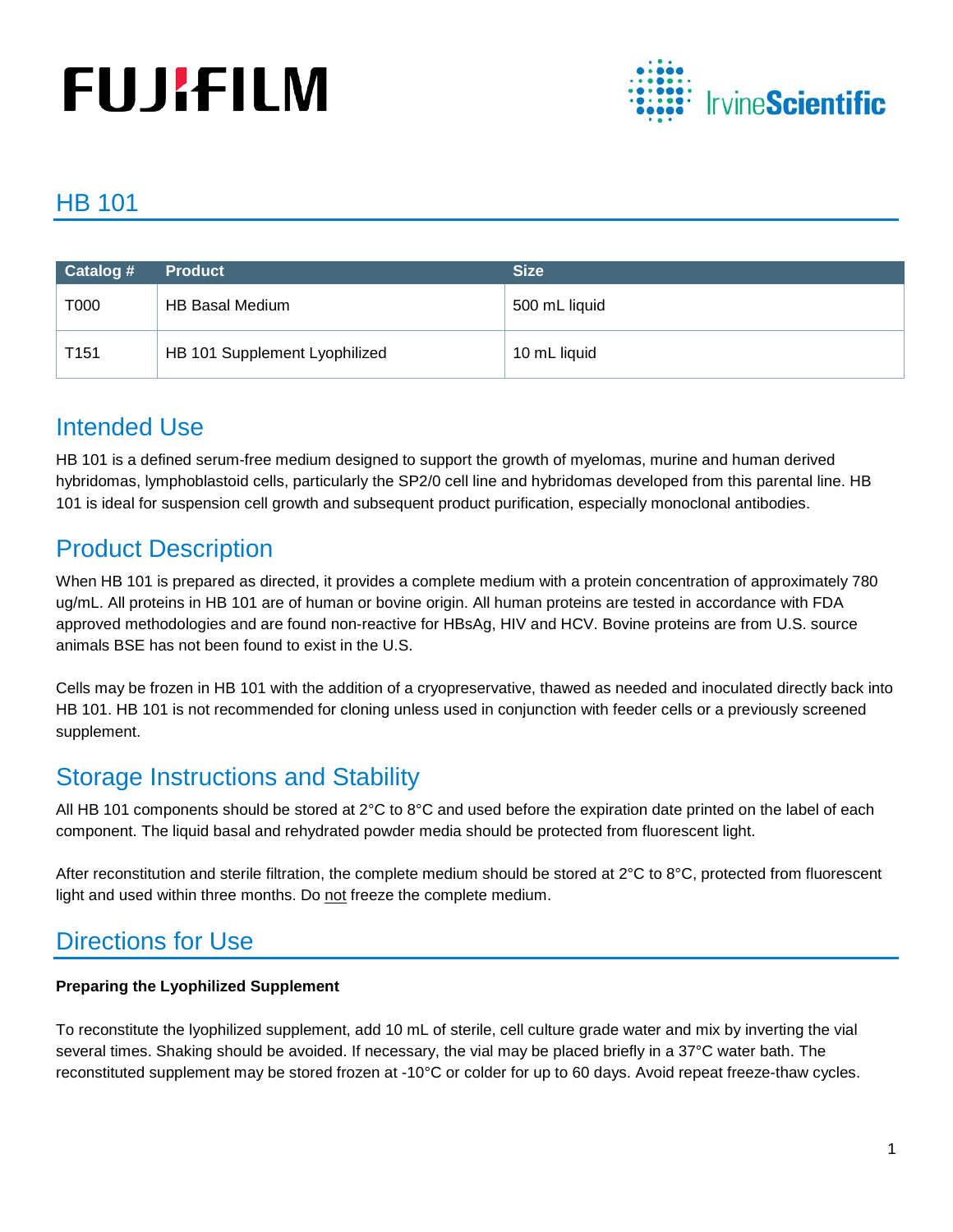# HB 101

| Catalog # | Product | Size |
|---|---|---|
| T000 | HB Basal Medium | 500 mL liquid |
| T151 | HB 101 Supplement Lyophilized | 10 mL liquid |

## Intended Use

HB 101 is a defined serum-free medium designed to support the growth of myelomas, murine and human derived hybridomas, lymphoblastoid cells, particularly the SP2/0 cell line and hybridomas developed from this parental line. HB 101 is ideal for suspension cell growth and subsequent product purification, especially monoclonal antibodies.

## Product Description

When HB 101 is prepared as directed, it provides a complete medium with a protein concentration of approximately 780 ug/mL. All proteins in HB 101 are of human or bovine origin. All human proteins are tested in accordance with FDA approved methodologies and are found non-reactive for HBsAg, HIV and HCV. Bovine proteins are from U.S. source animals BSE has not been found to exist in the U.S.

Cells may be frozen in HB 101 with the addition of a cryopreservative, thawed as needed and inoculated directly back into HB 101. HB 101 is not recommended for cloning unless used in conjunction with feeder cells or a previously screened supplement.

## Storage Instructions and Stability

All HB 101 components should be stored at 2°C to 8°C and used before the expiration date printed on the label of each component. The liquid basal and rehydrated powder media should be protected from fluorescent light.

After reconstitution and sterile filtration, the complete medium should be stored at 2°C to 8°C, protected from fluorescent light and used within three months. Do not freeze the complete medium.

## Directions for Use

**Preparing the Lyophilized Supplement**

To reconstitute the lyophilized supplement, add 10 mL of sterile, cell culture grade water and mix by inverting the vial several times. Shaking should be avoided. If necessary, the vial may be placed briefly in a 37°C water bath. The reconstituted supplement may be stored frozen at -10°C or colder for up to 60 days. Avoid repeat freeze-thaw cycles.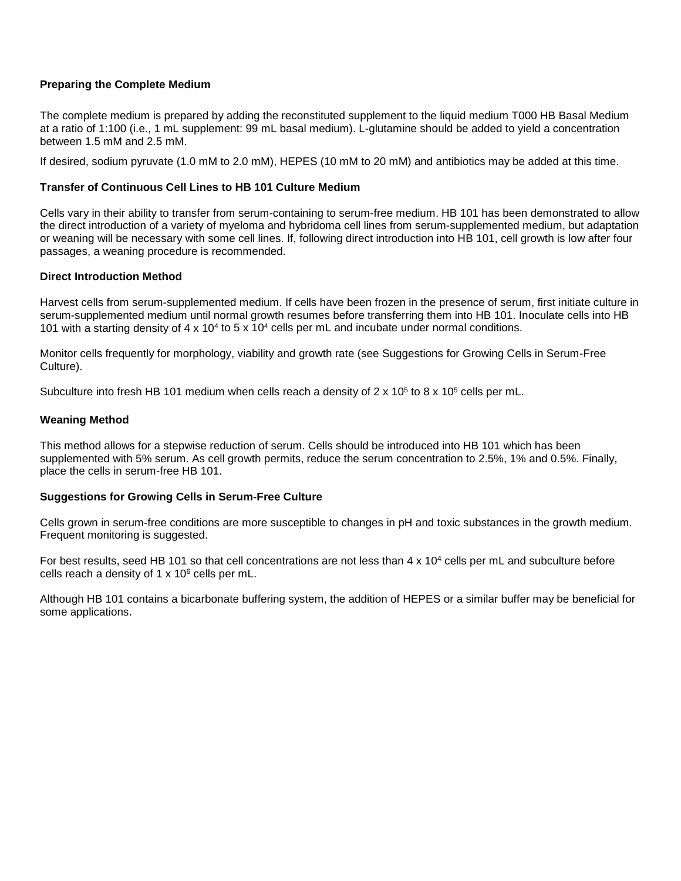**Preparing the Complete Medium**

The complete medium is prepared by adding the reconstituted supplement to the liquid medium T000 HB Basal Medium at a ratio of 1:100 (i.e., 1 mL supplement: 99 mL basal medium). L-glutamine should be added to yield a concentration between 1.5 mM and 2.5 mM.

If desired, sodium pyruvate (1.0 mM to 2.0 mM), HEPES (10 mM to 20 mM) and antibiotics may be added at this time.

**Transfer of Continuous Cell Lines to HB 101 Culture Medium**

Cells vary in their ability to transfer from serum-containing to serum-free medium. HB 101 has been demonstrated to allow the direct introduction of a variety of myeloma and hybridoma cell lines from serum-supplemented medium, but adaptation or weaning will be necessary with some cell lines. If, following direct introduction into HB 101, cell growth is low after four passages, a weaning procedure is recommended.

**Direct Introduction Method**

Harvest cells from serum-supplemented medium. If cells have been frozen in the presence of serum, first initiate culture in serum-supplemented medium until normal growth resumes before transferring them into HB 101. Inoculate cells into HB 101 with a starting density of $4 \times 10^4$ to $5 \times 10^4$ cells per mL and incubate under normal conditions.

Monitor cells frequently for morphology, viability and growth rate (see Suggestions for Growing Cells in Serum-Free Culture).

Subculture into fresh HB 101 medium when cells reach a density of $2 \times 10^5$ to $8 \times 10^5$ cells per mL.

**Weaning Method**

This method allows for a stepwise reduction of serum. Cells should be introduced into HB 101 which has been supplemented with 5% serum. As cell growth permits, reduce the serum concentration to 2.5%, 1% and 0.5%. Finally, place the cells in serum-free HB 101.

**Suggestions for Growing Cells in Serum-Free Culture**

Cells grown in serum-free conditions are more susceptible to changes in pH and toxic substances in the growth medium. Frequent monitoring is suggested.

For best results, seed HB 101 so that cell concentrations are not less than $4 \times 10^4$ cells per mL and subculture before cells reach a density of $1 \times 10^6$ cells per mL.

Although HB 101 contains a bicarbonate buffering system, the addition of HEPES or a similar buffer may be beneficial for some applications.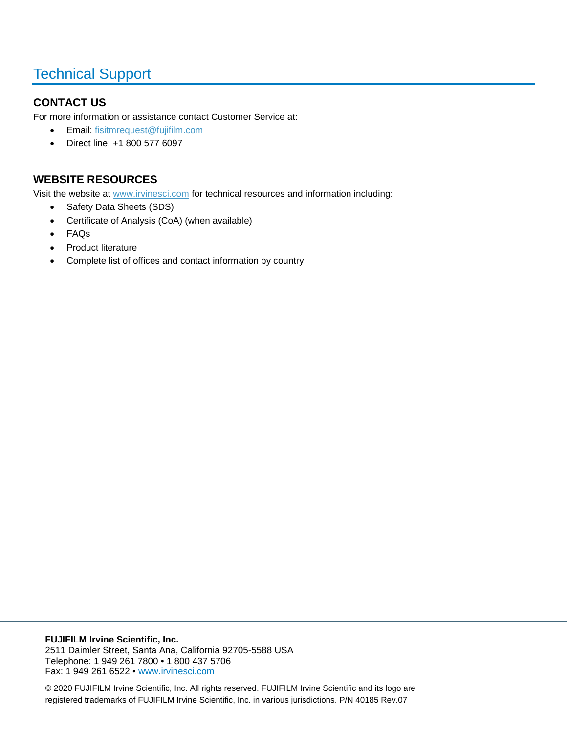# Technical Support

## CONTACT US

For more information or assistance contact Customer Service at:

- Email: fisitmrequest@fujifilm.com
- Direct line: +1 800 577 6097

## WEBSITE RESOURCES

Visit the website at www.irvinesci.com for technical resources and information including:

- Safety Data Sheets (SDS)
- Certificate of Analysis (CoA) (when available)
- FAQs
- Product literature
- Complete list of offices and contact information by country

**FUJIFILM Irvine Scientific, Inc.**
2511 Daimler Street, Santa Ana, California 92705-5588 USA
Telephone: 1 949 261 7800 • 1 800 437 5706
Fax: 1 949 261 6522 • www.irvinesci.com

© 2020 FUJIFILM Irvine Scientific, Inc. All rights reserved. FUJIFILM Irvine Scientific and its logo are registered trademarks of FUJIFILM Irvine Scientific, Inc. in various jurisdictions. P/N 40185 Rev.07